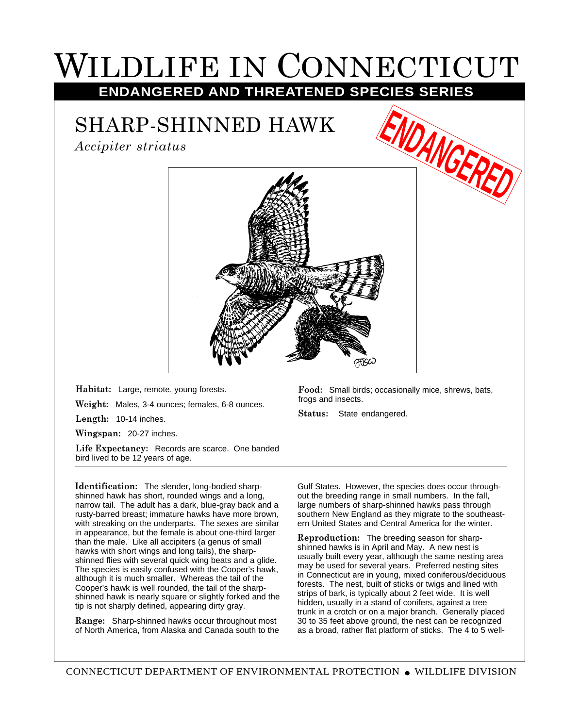# Wildlife in Connecticut

**ENDANGERED AND THREATENED SPECIES SERIES**

## SHARP-SHINNED HAWK

*Accipiter striatus*

ENDANGERED

**Habitat:** Large, remote, young forests.

**Weight:** Males, 3-4 ounces; females, 6-8 ounces.

**Length:** 10-14 inches.

**Wingspan:** 20-27 inches.

**Life Expectancy:** Records are scarce. One banded bird lived to be 12 years of age.

**Food:** Small birds; occasionally mice, shrews, bats, frogs and insects.

**Status:** State endangered.

---

**Identification:** The slender, long-bodied sharp-shinned hawk has short, rounded wings and a long, narrow tail. The adult has a dark, blue-gray back and a rusty-barred breast; immature hawks have more brown, with streaking on the underparts. The sexes are similar in appearance, but the female is about one-third larger than the male. Like all accipiters (a genus of small hawks with short wings and long tails), the sharp-shinned flies with several quick wing beats and a glide. The species is easily confused with the Cooper's hawk, although it is much smaller. Whereas the tail of the Cooper's hawk is well rounded, the tail of the sharp-shinned hawk is nearly square or slightly forked and the tip is not sharply defined, appearing dirty gray.

**Range:** Sharp-shinned hawks occur throughout most of North America, from Alaska and Canada south to the Gulf States. However, the species does occur throughout the breeding range in small numbers. In the fall, large numbers of sharp-shinned hawks pass through southern New England as they migrate to the southeastern United States and Central America for the winter.

**Reproduction:** The breeding season for sharp-shinned hawks is in April and May. A new nest is usually built every year, although the same nesting area may be used for several years. Preferred nesting sites in Connecticut are in young, mixed coniferous/deciduous forests. The nest, built of sticks or twigs and lined with strips of bark, is typically about 2 feet wide. It is well hidden, usually in a stand of conifers, against a tree trunk in a crotch or on a major branch. Generally placed 30 to 35 feet above ground, the nest can be recognized as a broad, rather flat platform of sticks. The 4 to 5 well-

CONNECTICUT DEPARTMENT OF ENVIRONMENTAL PROTECTION • WILDLIFE DIVISION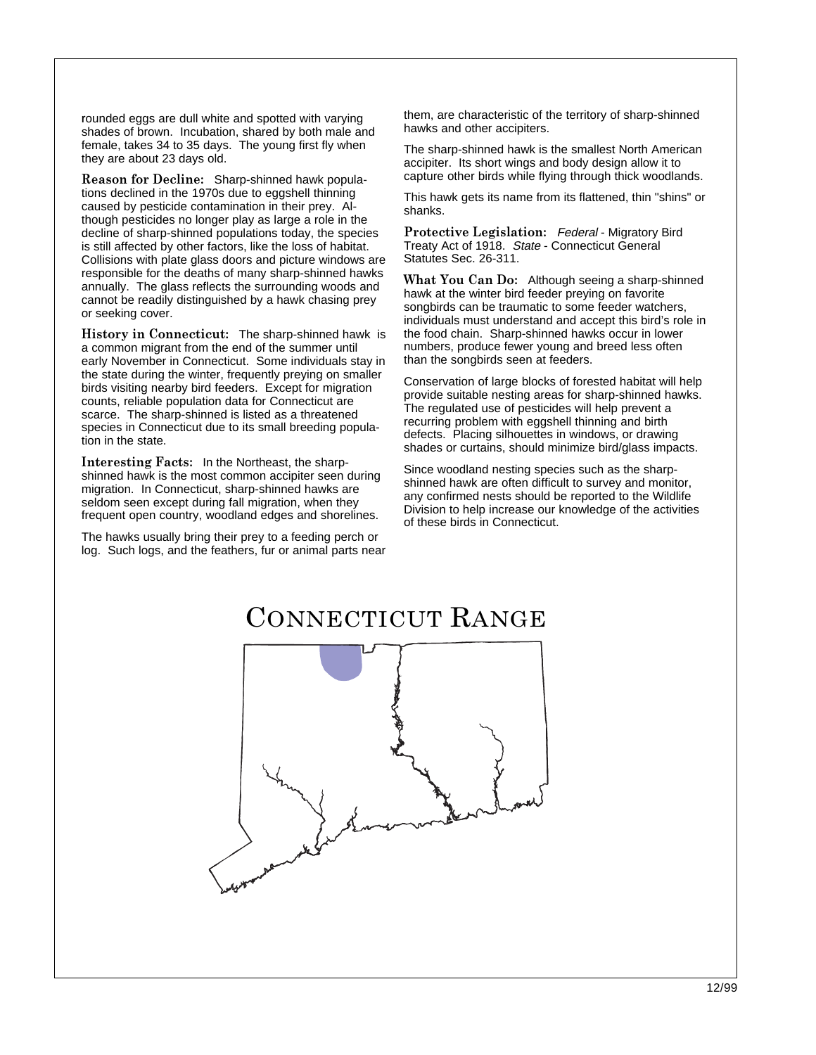rounded eggs are dull white and spotted with varying shades of brown. Incubation, shared by both male and female, takes 34 to 35 days. The young first fly when they are about 23 days old.

**Reason for Decline:** Sharp-shinned hawk populations declined in the 1970s due to eggshell thinning caused by pesticide contamination in their prey. Although pesticides no longer play as large a role in the decline of sharp-shinned populations today, the species is still affected by other factors, like the loss of habitat. Collisions with plate glass doors and picture windows are responsible for the deaths of many sharp-shinned hawks annually. The glass reflects the surrounding woods and cannot be readily distinguished by a hawk chasing prey or seeking cover.

**History in Connecticut:** The sharp-shinned hawk is a common migrant from the end of the summer until early November in Connecticut. Some individuals stay in the state during the winter, frequently preying on smaller birds visiting nearby bird feeders. Except for migration counts, reliable population data for Connecticut are scarce. The sharp-shinned is listed as a threatened species in Connecticut due to its small breeding population in the state.

**Interesting Facts:** In the Northeast, the sharp-shinned hawk is the most common accipiter seen during migration. In Connecticut, sharp-shinned hawks are seldom seen except during fall migration, when they frequent open country, woodland edges and shorelines.

The hawks usually bring their prey to a feeding perch or log. Such logs, and the feathers, fur or animal parts near them, are characteristic of the territory of sharp-shinned hawks and other accipiters.

The sharp-shinned hawk is the smallest North American accipiter. Its short wings and body design allow it to capture other birds while flying through thick woodlands.

This hawk gets its name from its flattened, thin "shins" or shanks.

**Protective Legislation:** *Federal* - Migratory Bird Treaty Act of 1918. *State* - Connecticut General Statutes Sec. 26-311.

**What You Can Do:** Although seeing a sharp-shinned hawk at the winter bird feeder preying on favorite songbirds can be traumatic to some feeder watchers, individuals must understand and accept this bird's role in the food chain. Sharp-shinned hawks occur in lower numbers, produce fewer young and breed less often than the songbirds seen at feeders.

Conservation of large blocks of forested habitat will help provide suitable nesting areas for sharp-shinned hawks. The regulated use of pesticides will help prevent a recurring problem with eggshell thinning and birth defects. Placing silhouettes in windows, or drawing shades or curtains, should minimize bird/glass impacts.

Since woodland nesting species such as the sharp-shinned hawk are often difficult to survey and monitor, any confirmed nests should be reported to the Wildlife Division to help increase our knowledge of the activities of these birds in Connecticut.

## Connecticut Range

12/99